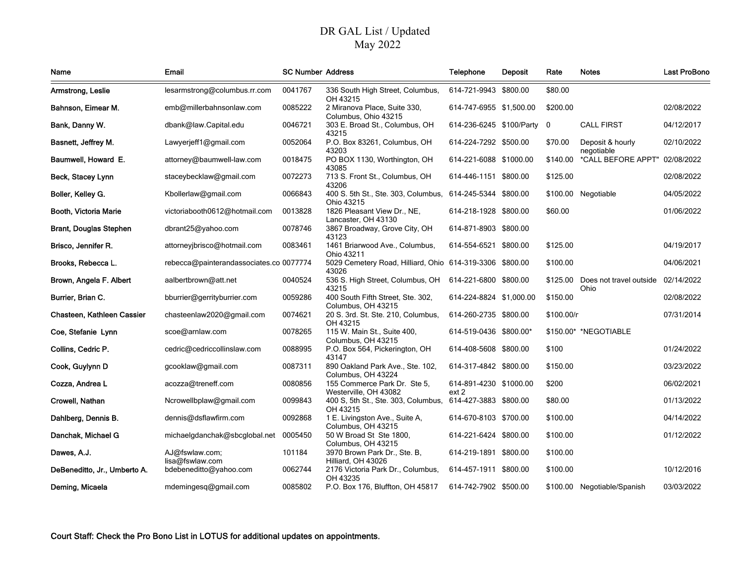# DR GAL List / Updated
# May 2022

| Name | Email | SC Number | Address | Telephone | Deposit | Rate | Notes | Last ProBono |
|---|---|---|---|---|---|---|---|---|
| Armstrong, Leslie | lesarmstrong@columbus.rr.com | 0041767 | 336 South High Street, Columbus, OH 43215 | 614-721-9943 | $800.00 | $80.00 | | |
| Bahnson, Eimear M. | emb@millerbahnsonlaw.com | 0085222 | 2 Miranova Place, Suite 330, Columbus, Ohio 43215 | 614-747-6955 | $1,500.00 | $200.00 | | 02/08/2022 |
| Bank, Danny W. | dbank@law.Capital.edu | 0046721 | 303 E. Broad St., Columbus, OH 43215 | 614-236-6245 | $100/Party | 0 | CALL FIRST | 04/12/2017 |
| Basnett, Jeffrey M. | Lawyerjeff1@gmail.com | 0052064 | P.O. Box 83261, Columbus, OH 43203 | 614-224-7292 | $500.00 | $70.00 | Deposit & hourly negotiable | 02/10/2022 |
| Baumwell, Howard E. | attorney@baumwell-law.com | 0018475 | PO BOX 1130, Worthington, OH 43085 | 614-221-6088 | $1000.00 | $140.00 | *CALL BEFORE APPT" | 02/08/2022 |
| Beck, Stacey Lynn | staceybecklaw@gmail.com | 0072273 | 713 S. Front St., Columbus, OH 43206 | 614-446-1151 | $800.00 | $125.00 | | 02/08/2022 |
| Boller, Kelley G. | Kbollerlaw@gmail.com | 0066843 | 400 S. 5th St., Ste. 303, Columbus, Ohio 43215 | 614-245-5344 | $800.00 | $100.00 | Negotiable | 04/05/2022 |
| Booth, Victoria Marie | victoriabooth0612@hotmail.com | 0013828 | 1826 Pleasant View Dr., NE, Lancaster, OH 43130 | 614-218-1928 | $800.00 | $60.00 | | 01/06/2022 |
| Brant, Douglas Stephen | dbrant25@yahoo.com | 0078746 | 3867 Broadway, Grove City, OH 43123 | 614-871-8903 | $800.00 | | | |
| Brisco, Jennifer R. | attorneyjbrisco@hotmail.com | 0083461 | 1461 Briarwood Ave., Columbus, Ohio 43211 | 614-554-6521 | $800.00 | $125.00 | | 04/19/2017 |
| Brooks, Rebecca L. | rebecca@painterandassociates.co | 0077774 | 5029 Cemetery Road, Hilliard, Ohio 43026 | 614-319-3306 | $800.00 | $100.00 | | 04/06/2021 |
| Brown, Angela F. Albert | aalbertbrown@att.net | 0040524 | 536 S. High Street, Columbus, OH 43215 | 614-221-6800 | $800.00 | $125.00 | Does not travel outside Ohio | 02/14/2022 |
| Burrier, Brian C. | bburrier@gerrityburrier.com | 0059286 | 400 South Fifth Street, Ste. 302, Columbus, OH 43215 | 614-224-8824 | $1,000.00 | $150.00 | | 02/08/2022 |
| Chasteen, Kathleen Cassier | chasteenlaw2020@gmail.com | 0074621 | 20 S. 3rd. St. Ste. 210, Columbus, OH 43215 | 614-260-2735 | $800.00 | $100.00/r | | 07/31/2014 |
| Coe, Stefanie Lynn | scoe@arnlaw.com | 0078265 | 115 W. Main St., Suite 400, Columbus, OH 43215 | 614-519-0436 | $800.00* | $150.00* | *NEGOTIABLE | |
| Collins, Cedric P. | cedric@cedriccollinslaw.com | 0088995 | P.O. Box 564, Pickerington, OH 43147 | 614-408-5608 | $800.00 | $100 | | 01/24/2022 |
| Cook, Guylynn D | gcooklaw@gmail.com | 0087311 | 890 Oakland Park Ave., Ste. 102, Columbus, OH 43224 | 614-317-4842 | $800.00 | $150.00 | | 03/23/2022 |
| Cozza, Andrea L | acozza@treneff.com | 0080856 | 155 Commerce Park Dr. Ste 5, Westerville, OH 43082 | 614-891-4230 ext 2 | $1000.00 | $200 | | 06/02/2021 |
| Crowell, Nathan | Ncrowellbplaw@gmail.com | 0099843 | 400 S, 5th St., Ste. 303, Columbus, OH 43215 | 614-427-3883 | $800.00 | $80.00 | | 01/13/2022 |
| Dahlberg, Dennis B. | dennis@dsflawfirm.com | 0092868 | 1 E. Livingston Ave., Suite A, Columbus, OH 43215 | 614-670-8103 | $700.00 | $100.00 | | 04/14/2022 |
| Danchak, Michael G | michaelgdanchak@sbcglobal.net | 0005450 | 50 W Broad St Ste 1800, Columbus, OH 43215 | 614-221-6424 | $800.00 | $100.00 | | 01/12/2022 |
| Dawes, A.J. | AJ@fswlaw.com; lisa@fswlaw.com | 101184 | 3970 Brown Park Dr., Ste. B, Hilliard, OH 43026 | 614-219-1891 | $800.00 | $100.00 | | |
| DeBeneditto, Jr., Umberto A. | bdebeneditto@yahoo.com | 0062744 | 2176 Victoria Park Dr., Columbus, OH 43235 | 614-457-1911 | $800.00 | $100.00 | | 10/12/2016 |
| Deming, Micaela | mdemingesq@gmail.com | 0085802 | P.O. Box 176, Bluffton, OH 45817 | 614-742-7902 | $500.00 | $100.00 | Negotiable/Spanish | 03/03/2022 |

**Court Staff: Check the Pro Bono List in LOTUS for additional updates on appointments.**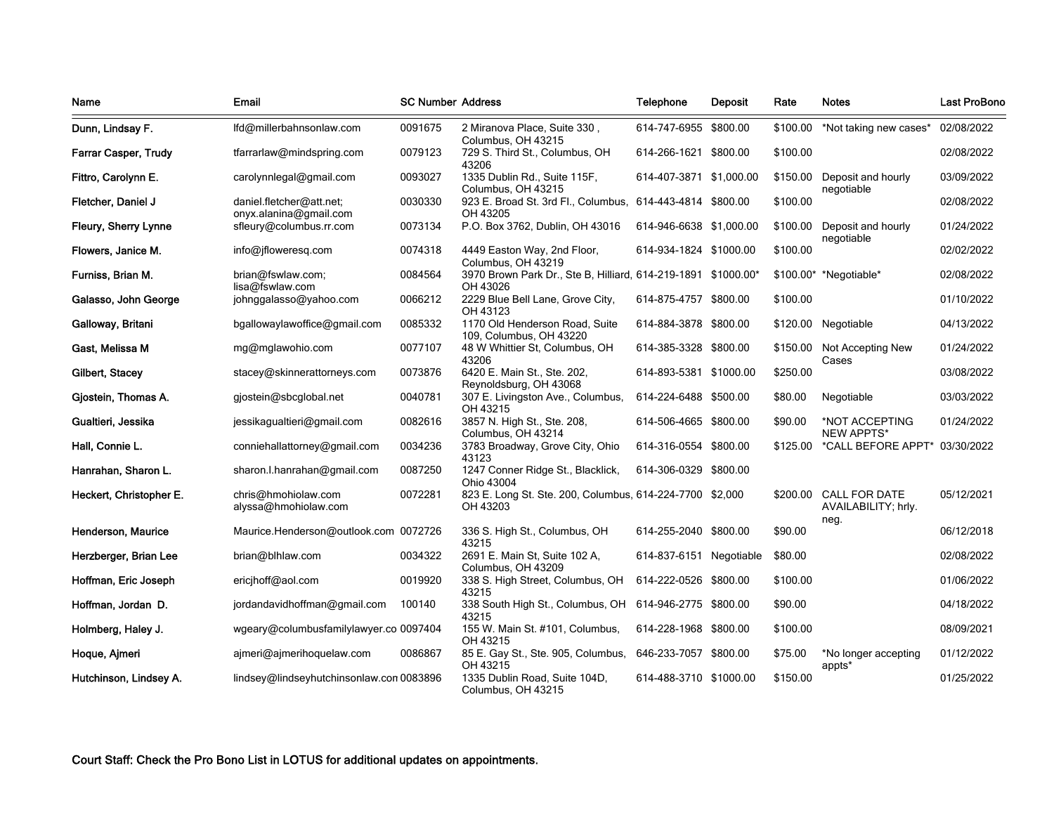| Name | Email | SC Number | Address | Telephone | Deposit | Rate | Notes | Last ProBono |
|---|---|---|---|---|---|---|---|---|
| **Dunn, Lindsay F.** | lfd@millerbahnsonlaw.com | 0091675 | 2 Miranova Place, Suite 330 , Columbus, OH 43215 | 614-747-6955 | $800.00 | $100.00 | *Not taking new cases* | 02/08/2022 |
| **Farrar Casper, Trudy** | tfarrarlaw@mindspring.com | 0079123 | 729 S. Third St., Columbus, OH 43206 | 614-266-1621 | $800.00 | $100.00 | | 02/08/2022 |
| **Fittro, Carolynn E.** | carolynnlegal@gmail.com | 0093027 | 1335 Dublin Rd., Suite 115F, Columbus, OH 43215 | 614-407-3871 | $1,000.00 | $150.00 | Deposit and hourly negotiable | 03/09/2022 |
| **Fletcher, Daniel J** | daniel.fletcher@att.net; onyx.alanina@gmail.com | 0030330 | 923 E. Broad St. 3rd Fl., Columbus, OH 43205 | 614-443-4814 | $800.00 | $100.00 | | 02/08/2022 |
| **Fleury, Sherry Lynne** | sfleury@columbus.rr.com | 0073134 | P.O. Box 3762, Dublin, OH 43016 | 614-946-6638 | $1,000.00 | $100.00 | Deposit and hourly negotiable | 01/24/2022 |
| **Flowers, Janice M.** | info@jfloweresq.com | 0074318 | 4449 Easton Way, 2nd Floor, Columbus, OH 43219 | 614-934-1824 | $1000.00 | $100.00 | | 02/02/2022 |
| **Furniss, Brian M.** | brian@fswlaw.com; lisa@fswlaw.com | 0084564 | 3970 Brown Park Dr., Ste B, Hilliard, OH 43026 | 614-219-1891 | $1000.00* | $100.00* | *Negotiable* | 02/08/2022 |
| **Galasso, John George** | johnggalasso@yahoo.com | 0066212 | 2229 Blue Bell Lane, Grove City, OH 43123 | 614-875-4757 | $800.00 | $100.00 | | 01/10/2022 |
| **Galloway, Britani** | bgallowaylawoffice@gmail.com | 0085332 | 1170 Old Henderson Road, Suite 109, Columbus, OH 43220 | 614-884-3878 | $800.00 | $120.00 | Negotiable | 04/13/2022 |
| **Gast, Melissa M** | mg@mglawohio.com | 0077107 | 48 W Whittier St, Columbus, OH 43206 | 614-385-3328 | $800.00 | $150.00 | Not Accepting New Cases | 01/24/2022 |
| **Gilbert, Stacey** | stacey@skinnerattorneys.com | 0073876 | 6420 E. Main St., Ste. 202, Reynoldsburg, OH 43068 | 614-893-5381 | $1000.00 | $250.00 | | 03/08/2022 |
| **Gjostein, Thomas A.** | gjostein@sbcglobal.net | 0040781 | 307 E. Livingston Ave., Columbus, OH 43215 | 614-224-6488 | $500.00 | $80.00 | Negotiable | 03/03/2022 |
| **Gualtieri, Jessika** | jessikagualtieri@gmail.com | 0082616 | 3857 N. High St., Ste. 208, Columbus, OH 43214 | 614-506-4665 | $800.00 | $90.00 | *NOT ACCEPTING NEW APPTS* | 01/24/2022 |
| **Hall, Connie L.** | conniehallattorney@gmail.com | 0034236 | 3783 Broadway, Grove City, Ohio 43123 | 614-316-0554 | $800.00 | $125.00 | *CALL BEFORE APPT* | 03/30/2022 |
| **Hanrahan, Sharon L.** | sharon.l.hanrahan@gmail.com | 0087250 | 1247 Conner Ridge St., Blacklick, Ohio 43004 | 614-306-0329 | $800.00 | | | |
| **Heckert, Christopher E.** | chris@hmohiolaw.com alyssa@hmohiolaw.com | 0072281 | 823 E. Long St. Ste. 200, Columbus, OH 43203 | 614-224-7700 | $2,000 | $200.00 | CALL FOR DATE AVAILABILITY; hrly. neg. | 05/12/2021 |
| **Henderson, Maurice** | Maurice.Henderson@outlook.com | 0072726 | 336 S. High St., Columbus, OH 43215 | 614-255-2040 | $800.00 | $90.00 | | 06/12/2018 |
| **Herzberger, Brian Lee** | brian@blhlaw.com | 0034322 | 2691 E. Main St, Suite 102 A, Columbus, OH 43209 | 614-837-6151 | Negotiable | $80.00 | | 02/08/2022 |
| **Hoffman, Eric Joseph** | ericjhoff@aol.com | 0019920 | 338 S. High Street, Columbus, OH 43215 | 614-222-0526 | $800.00 | $100.00 | | 01/06/2022 |
| **Hoffman, Jordan D.** | jordandavidhoffman@gmail.com | 100140 | 338 South High St., Columbus, OH 43215 | 614-946-2775 | $800.00 | $90.00 | | 04/18/2022 |
| **Holmberg, Haley J.** | wgeary@columbusfamilylawyer.co | 0097404 | 155 W. Main St. #101, Columbus, OH 43215 | 614-228-1968 | $800.00 | $100.00 | | 08/09/2021 |
| **Hoque, Ajmeri** | ajmeri@ajmerihoquelaw.com | 0086867 | 85 E. Gay St., Ste. 905, Columbus, OH 43215 | 646-233-7057 | $800.00 | $75.00 | *No longer accepting appts* | 01/12/2022 |
| **Hutchinson, Lindsey A.** | lindsey@lindseyhutchinsonlaw.con | 0083896 | 1335 Dublin Road, Suite 104D, Columbus, OH 43215 | 614-488-3710 | $1000.00 | $150.00 | | 01/25/2022 |

Court Staff: Check the Pro Bono List in LOTUS for additional updates on appointments.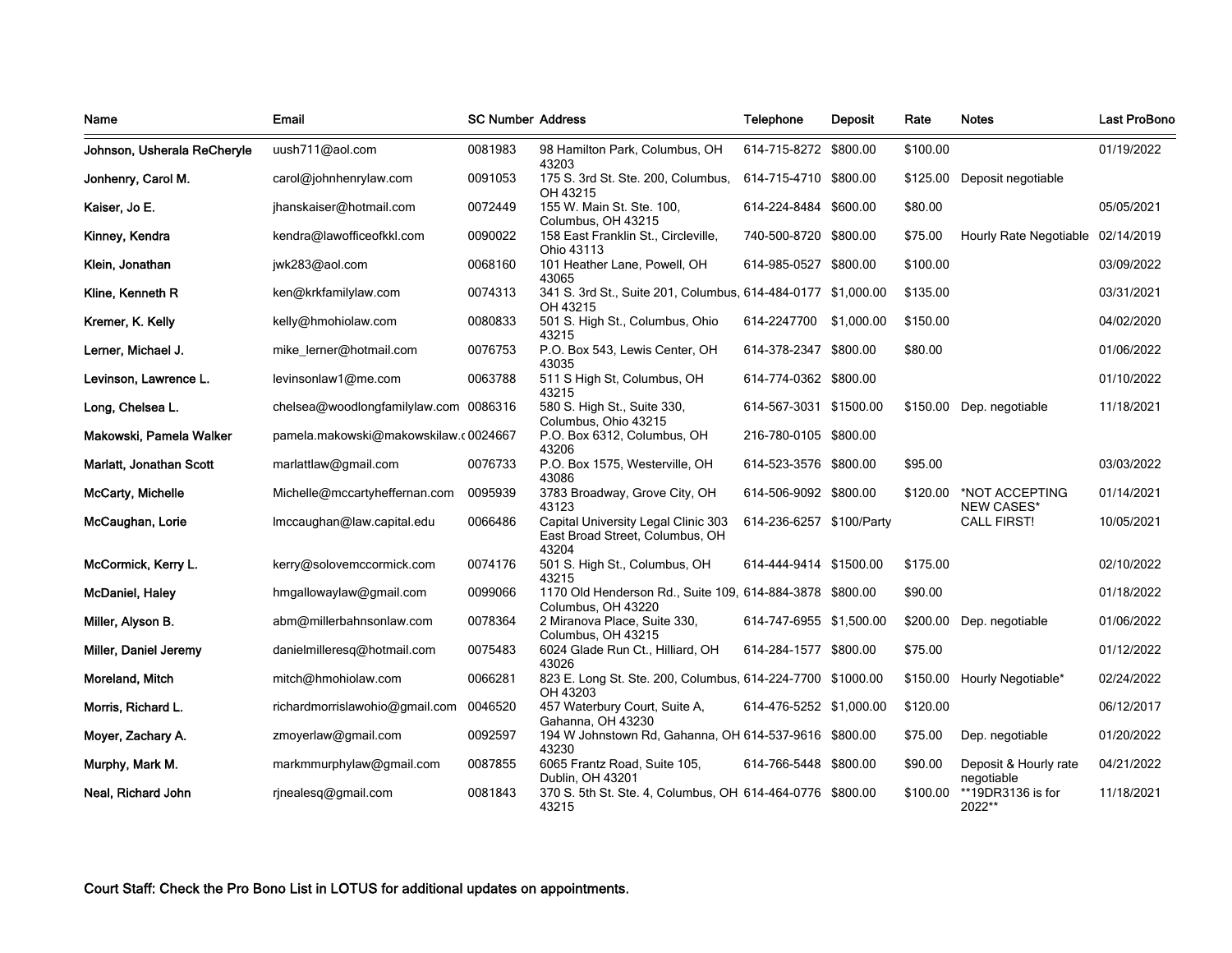| Name | Email | SC Number | Address | Telephone | Deposit | Rate | Notes | Last ProBono |
|---|---|---|---|---|---|---|---|---|
| **Johnson, Usherala ReCheryle** | uush711@aol.com | 0081983 | 98 Hamilton Park, Columbus, OH 43203 | 614-715-8272 | $800.00 | $100.00 | | 01/19/2022 |
| **Jonhenry, Carol M.** | carol@johnhenrylaw.com | 0091053 | 175 S. 3rd St. Ste. 200, Columbus, OH 43215 | 614-715-4710 | $800.00 | $125.00 | Deposit negotiable | |
| **Kaiser, Jo E.** | jhanskaiser@hotmail.com | 0072449 | 155 W. Main St. Ste. 100, Columbus, OH 43215 | 614-224-8484 | $600.00 | $80.00 | | 05/05/2021 |
| **Kinney, Kendra** | kendra@lawofficeofkkl.com | 0090022 | 158 East Franklin St., Circleville, Ohio 43113 | 740-500-8720 | $800.00 | $75.00 | Hourly Rate Negotiable | 02/14/2019 |
| **Klein, Jonathan** | jwk283@aol.com | 0068160 | 101 Heather Lane, Powell, OH 43065 | 614-985-0527 | $800.00 | $100.00 | | 03/09/2022 |
| **Kline, Kenneth R** | ken@krkfamilylaw.com | 0074313 | 341 S. 3rd St., Suite 201, Columbus, OH 43215 | 614-484-0177 | $1,000.00 | $135.00 | | 03/31/2021 |
| **Kremer, K. Kelly** | kelly@hmohiolaw.com | 0080833 | 501 S. High St., Columbus, Ohio 43215 | 614-2247700 | $1,000.00 | $150.00 | | 04/02/2020 |
| **Lerner, Michael J.** | mike_lerner@hotmail.com | 0076753 | P.O. Box 543, Lewis Center, OH 43035 | 614-378-2347 | $800.00 | $80.00 | | 01/06/2022 |
| **Levinson, Lawrence L.** | levinsonlaw1@me.com | 0063788 | 511 S High St, Columbus, OH 43215 | 614-774-0362 | $800.00 | | | 01/10/2022 |
| **Long, Chelsea L.** | chelsea@woodlongfamilylaw.com | 0086316 | 580 S. High St., Suite 330, Columbus, Ohio 43215 | 614-567-3031 | $1500.00 | $150.00 | Dep. negotiable | 11/18/2021 |
| **Makowski, Pamela Walker** | pamela.makowski@makowskilaw.c | 0024667 | P.O. Box 6312, Columbus, OH 43206 | 216-780-0105 | $800.00 | | | |
| **Marlatt, Jonathan Scott** | marlattlaw@gmail.com | 0076733 | P.O. Box 1575, Westerville, OH 43086 | 614-523-3576 | $800.00 | $95.00 | | 03/03/2022 |
| **McCarty, Michelle** | Michelle@mccartyheffernan.com | 0095939 | 3783 Broadway, Grove City, OH 43123 | 614-506-9092 | $800.00 | $120.00 | *NOT ACCEPTING NEW CASES* | 01/14/2021 |
| **McCaughan, Lorie** | lmccaughan@law.capital.edu | 0066486 | Capital University Legal Clinic 303 East Broad Street, Columbus, OH 43204 | 614-236-6257 | $100/Party | | CALL FIRST! | 10/05/2021 |
| **McCormick, Kerry L.** | kerry@solovemccormick.com | 0074176 | 501 S. High St., Columbus, OH 43215 | 614-444-9414 | $1500.00 | $175.00 | | 02/10/2022 |
| **McDaniel, Haley** | hmgallowaylaw@gmail.com | 0099066 | 1170 Old Henderson Rd., Suite 109, Columbus, OH 43220 | 614-884-3878 | $800.00 | $90.00 | | 01/18/2022 |
| **Miller, Alyson B.** | abm@millerbahnsonlaw.com | 0078364 | 2 Miranova Place, Suite 330, Columbus, OH 43215 | 614-747-6955 | $1,500.00 | $200.00 | Dep. negotiable | 01/06/2022 |
| **Miller, Daniel Jeremy** | danielmilleresq@hotmail.com | 0075483 | 6024 Glade Run Ct., Hilliard, OH 43026 | 614-284-1577 | $800.00 | $75.00 | | 01/12/2022 |
| **Moreland, Mitch** | mitch@hmohiolaw.com | 0066281 | 823 E. Long St. Ste. 200, Columbus, OH 43203 | 614-224-7700 | $1000.00 | $150.00 | Hourly Negotiable* | 02/24/2022 |
| **Morris, Richard L.** | richardmorrislawohio@gmail.com | 0046520 | 457 Waterbury Court, Suite A, Gahanna, OH 43230 | 614-476-5252 | $1,000.00 | $120.00 | | 06/12/2017 |
| **Moyer, Zachary A.** | zmoyerlaw@gmail.com | 0092597 | 194 W Johnstown Rd, Gahanna, OH 43230 | 614-537-9616 | $800.00 | $75.00 | Dep. negotiable | 01/20/2022 |
| **Murphy, Mark M.** | markmmurphylaw@gmail.com | 0087855 | 6065 Frantz Road, Suite 105, Dublin, OH 43201 | 614-766-5448 | $800.00 | $90.00 | Deposit & Hourly rate negotiable | 04/21/2022 |
| **Neal, Richard John** | rjnealesq@gmail.com | 0081843 | 370 S. 5th St. Ste. 4, Columbus, OH 43215 | 614-464-0776 | $800.00 | $100.00 | **19DR3136 is for 2022** | 11/18/2021 |

Court Staff: Check the Pro Bono List in LOTUS for additional updates on appointments.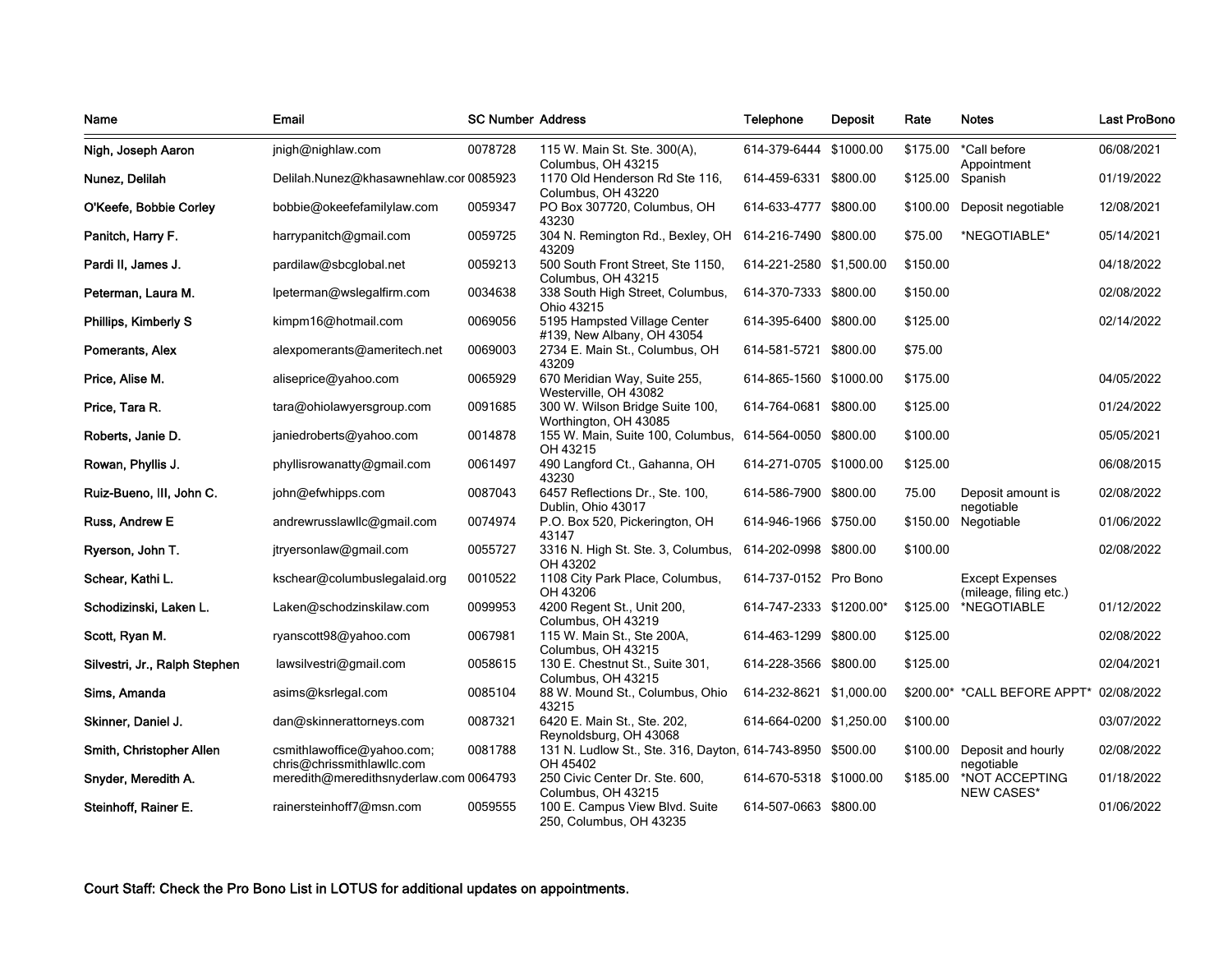| Name | Email | SC Number | Address | Telephone | Deposit | Rate | Notes | Last ProBono |
|---|---|---|---|---|---|---|---|---|
| Nigh, Joseph Aaron | jnigh@nighlaw.com | 0078728 | 115 W. Main St. Ste. 300(A), Columbus, OH 43215 | 614-379-6444 | $1000.00 | $175.00 | *Call before Appointment | 06/08/2021 |
| Nunez, Delilah | Delilah.Nunez@khasawnehlaw.cor | 0085923 | 1170 Old Henderson Rd Ste 116, Columbus, OH 43220 | 614-459-6331 | $800.00 | $125.00 | Spanish | 01/19/2022 |
| O'Keefe, Bobbie Corley | bobbie@okeefefamilylaw.com | 0059347 | PO Box 307720, Columbus, OH 43230 | 614-633-4777 | $800.00 | $100.00 | Deposit negotiable | 12/08/2021 |
| Panitch, Harry F. | harrypanitch@gmail.com | 0059725 | 304 N. Remington Rd., Bexley, OH 43209 | 614-216-7490 | $800.00 | $75.00 | *NEGOTIABLE* | 05/14/2021 |
| Pardi II, James J. | pardilaw@sbcglobal.net | 0059213 | 500 South Front Street, Ste 1150, Columbus, OH 43215 | 614-221-2580 | $1,500.00 | $150.00 | | 04/18/2022 |
| Peterman, Laura M. | lpeterman@wslegalfirm.com | 0034638 | 338 South High Street, Columbus, Ohio 43215 | 614-370-7333 | $800.00 | $150.00 | | 02/08/2022 |
| Phillips, Kimberly S | kimpm16@hotmail.com | 0069056 | 5195 Hampsted Village Center #139, New Albany, OH 43054 | 614-395-6400 | $800.00 | $125.00 | | 02/14/2022 |
| Pomerants, Alex | alexpomerants@ameritech.net | 0069003 | 2734 E. Main St., Columbus, OH 43209 | 614-581-5721 | $800.00 | $75.00 | | |
| Price, Alise M. | aliseprice@yahoo.com | 0065929 | 670 Meridian Way, Suite 255, Westerville, OH 43082 | 614-865-1560 | $1000.00 | $175.00 | | 04/05/2022 |
| Price, Tara R. | tara@ohiolawyersgroup.com | 0091685 | 300 W. Wilson Bridge Suite 100, Worthington, OH 43085 | 614-764-0681 | $800.00 | $125.00 | | 01/24/2022 |
| Roberts, Janie D. | janiedroberts@yahoo.com | 0014878 | 155 W. Main, Suite 100, Columbus, OH 43215 | 614-564-0050 | $800.00 | $100.00 | | 05/05/2021 |
| Rowan, Phyllis J. | phyllisrowanatty@gmail.com | 0061497 | 490 Langford Ct., Gahanna, OH 43230 | 614-271-0705 | $1000.00 | $125.00 | | 06/08/2015 |
| Ruiz-Bueno, III, John C. | john@efwhipps.com | 0087043 | 6457 Reflections Dr., Ste. 100, Dublin, Ohio 43017 | 614-586-7900 | $800.00 | 75.00 | Deposit amount is negotiable | 02/08/2022 |
| Russ, Andrew E | andrewrusslawllc@gmail.com | 0074974 | P.O. Box 520, Pickerington, OH 43147 | 614-946-1966 | $750.00 | $150.00 | Negotiable | 01/06/2022 |
| Ryerson, John T. | jtryersonlaw@gmail.com | 0055727 | 3316 N. High St. Ste. 3, Columbus, OH 43202 | 614-202-0998 | $800.00 | $100.00 | | 02/08/2022 |
| Schear, Kathi L. | kschear@columbuslegalaid.org | 0010522 | 1108 City Park Place, Columbus, OH 43206 | 614-737-0152 | Pro Bono | | Except Expenses (mileage, filing etc.) | |
| Schodizinski, Laken L. | Laken@schodzinskilaw.com | 0099953 | 4200 Regent St., Unit 200, Columbus, OH 43219 | 614-747-2333 | $1200.00* | $125.00 | *NEGOTIABLE | 01/12/2022 |
| Scott, Ryan M. | ryanscott98@yahoo.com | 0067981 | 115 W. Main St., Ste 200A, Columbus, OH 43215 | 614-463-1299 | $800.00 | $125.00 | | 02/08/2022 |
| Silvestri, Jr., Ralph Stephen | lawsilvestri@gmail.com | 0058615 | 130 E. Chestnut St., Suite 301, Columbus, OH 43215 | 614-228-3566 | $800.00 | $125.00 | | 02/04/2021 |
| Sims, Amanda | asims@ksrlegal.com | 0085104 | 88 W. Mound St., Columbus, Ohio 43215 | 614-232-8621 | $1,000.00 | $200.00* | *CALL BEFORE APPT* | 02/08/2022 |
| Skinner, Daniel J. | dan@skinnerattorneys.com | 0087321 | 6420 E. Main St., Ste. 202, Reynoldsburg, OH 43068 | 614-664-0200 | $1,250.00 | $100.00 | | 03/07/2022 |
| Smith, Christopher Allen | csmithlawoffice@yahoo.com; chris@chrissmithlawllc.com | 0081788 | 131 N. Ludlow St., Ste. 316, Dayton, OH 45402 | 614-743-8950 | $500.00 | $100.00 | Deposit and hourly negotiable | 02/08/2022 |
| Snyder, Meredith A. | meredith@meredithsnyderlaw.com | 0064793 | 250 Civic Center Dr. Ste. 600, Columbus, OH 43215 | 614-670-5318 | $1000.00 | $185.00 | *NOT ACCEPTING NEW CASES* | 01/18/2022 |
| Steinhoff, Rainer E. | rainersteinhoff7@msn.com | 0059555 | 100 E. Campus View Blvd. Suite 250, Columbus, OH 43235 | 614-507-0663 | $800.00 | | | 01/06/2022 |

Court Staff: Check the Pro Bono List in LOTUS for additional updates on appointments.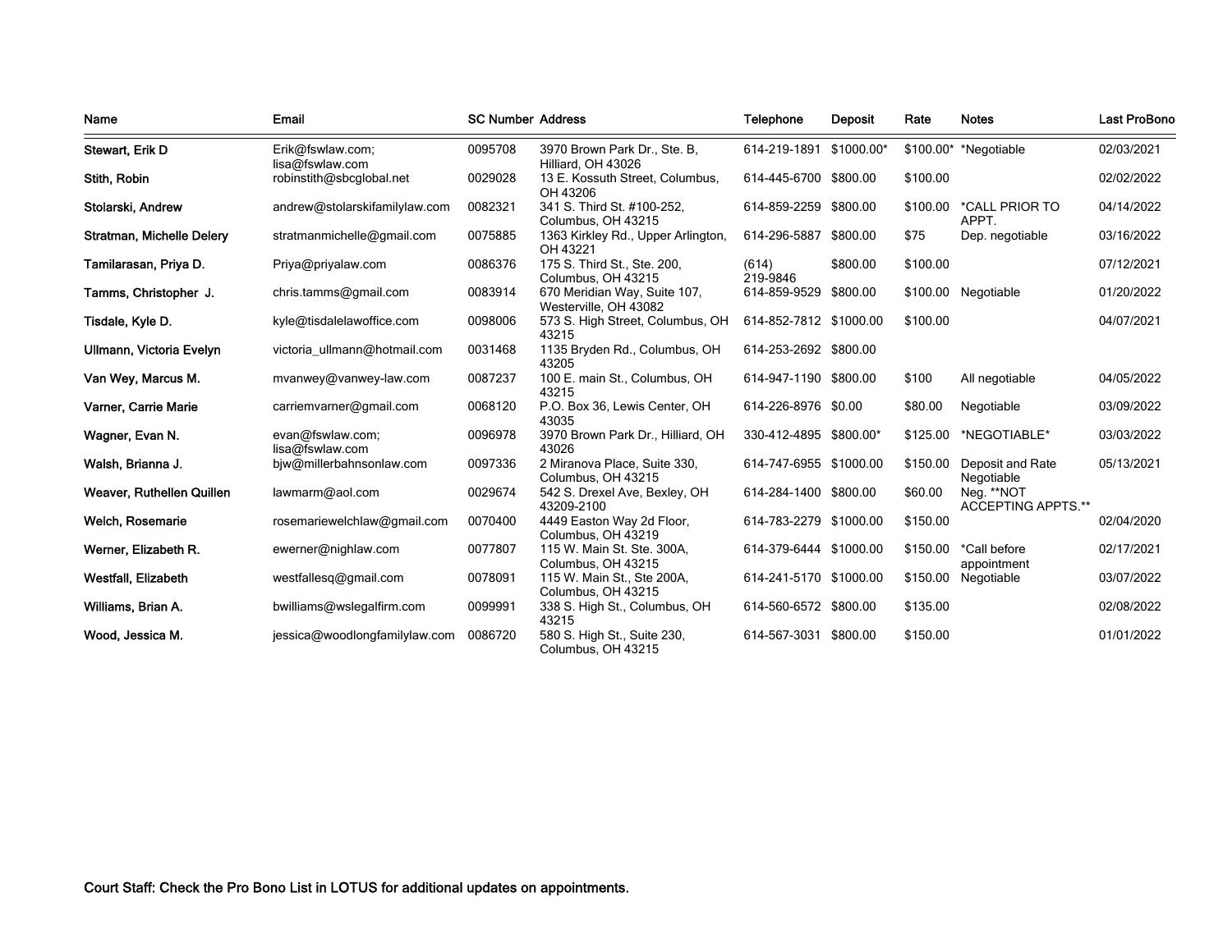| Name | Email | SC Number | Address | Telephone | Deposit | Rate | Notes | Last ProBono |
|---|---|---|---|---|---|---|---|---|
| **Stewart, Erik D** | Erik@fswlaw.com; lisa@fswlaw.com | 0095708 | 3970 Brown Park Dr., Ste. B, Hilliard, OH 43026 | 614-219-1891 | $1000.00* | $100.00* | *Negotiable | 02/03/2021 |
| **Stith, Robin** | robinstith@sbcglobal.net | 0029028 | 13 E. Kossuth Street, Columbus, OH 43206 | 614-445-6700 | $800.00 | $100.00 | | 02/02/2022 |
| **Stolarski, Andrew** | andrew@stolarskifamilylaw.com | 0082321 | 341 S. Third St. #100-252, Columbus, OH 43215 | 614-859-2259 | $800.00 | $100.00 | *CALL PRIOR TO APPT. | 04/14/2022 |
| **Stratman, Michelle Delery** | stratmanmichelle@gmail.com | 0075885 | 1363 Kirkley Rd., Upper Arlington, OH 43221 | 614-296-5887 | $800.00 | $75 | Dep. negotiable | 03/16/2022 |
| **Tamilarasan, Priya D.** | Priya@priyalaw.com | 0086376 | 175 S. Third St., Ste. 200, Columbus, OH 43215 | (614) 219-9846 | $800.00 | $100.00 | | 07/12/2021 |
| **Tamms, Christopher J.** | chris.tamms@gmail.com | 0083914 | 670 Meridian Way, Suite 107, Westerville, OH 43082 | 614-859-9529 | $800.00 | $100.00 | Negotiable | 01/20/2022 |
| **Tisdale, Kyle D.** | kyle@tisdalelawoffice.com | 0098006 | 573 S. High Street, Columbus, OH 43215 | 614-852-7812 | $1000.00 | $100.00 | | 04/07/2021 |
| **Ullmann, Victoria Evelyn** | victoria_ullmann@hotmail.com | 0031468 | 1135 Bryden Rd., Columbus, OH 43205 | 614-253-2692 | $800.00 | | | |
| **Van Wey, Marcus M.** | mvanwey@vanwey-law.com | 0087237 | 100 E. main St., Columbus, OH 43215 | 614-947-1190 | $800.00 | $100 | All negotiable | 04/05/2022 |
| **Varner, Carrie Marie** | carriemvarner@gmail.com | 0068120 | P.O. Box 36, Lewis Center, OH 43035 | 614-226-8976 | $0.00 | $80.00 | Negotiable | 03/09/2022 |
| **Wagner, Evan N.** | evan@fswlaw.com; lisa@fswlaw.com | 0096978 | 3970 Brown Park Dr., Hilliard, OH 43026 | 330-412-4895 | $800.00* | $125.00 | *NEGOTIABLE* | 03/03/2022 |
| **Walsh, Brianna J.** | bjw@millerbahnsonlaw.com | 0097336 | 2 Miranova Place, Suite 330, Columbus, OH 43215 | 614-747-6955 | $1000.00 | $150.00 | Deposit and Rate Negotiable | 05/13/2021 |
| **Weaver, Ruthellen Quillen** | lawmarm@aol.com | 0029674 | 542 S. Drexel Ave, Bexley, OH 43209-2100 | 614-284-1400 | $800.00 | $60.00 | Neg. **NOT ACCEPTING APPTS.** | |
| **Welch, Rosemarie** | rosemariewelchlaw@gmail.com | 0070400 | 4449 Easton Way 2d Floor, Columbus, OH 43219 | 614-783-2279 | $1000.00 | $150.00 | | 02/04/2020 |
| **Werner, Elizabeth R.** | ewerner@nighlaw.com | 0077807 | 115 W. Main St. Ste. 300A, Columbus, OH 43215 | 614-379-6444 | $1000.00 | $150.00 | *Call before appointment | 02/17/2021 |
| **Westfall, Elizabeth** | westfallesq@gmail.com | 0078091 | 115 W. Main St., Ste 200A, Columbus, OH 43215 | 614-241-5170 | $1000.00 | $150.00 | Negotiable | 03/07/2022 |
| **Williams, Brian A.** | bwilliams@wslegalfirm.com | 0099991 | 338 S. High St., Columbus, OH 43215 | 614-560-6572 | $800.00 | $135.00 | | 02/08/2022 |
| **Wood, Jessica M.** | jessica@woodlongfamilylaw.com | 0086720 | 580 S. High St., Suite 230, Columbus, OH 43215 | 614-567-3031 | $800.00 | $150.00 | | 01/01/2022 |

Court Staff: Check the Pro Bono List in LOTUS for additional updates on appointments.